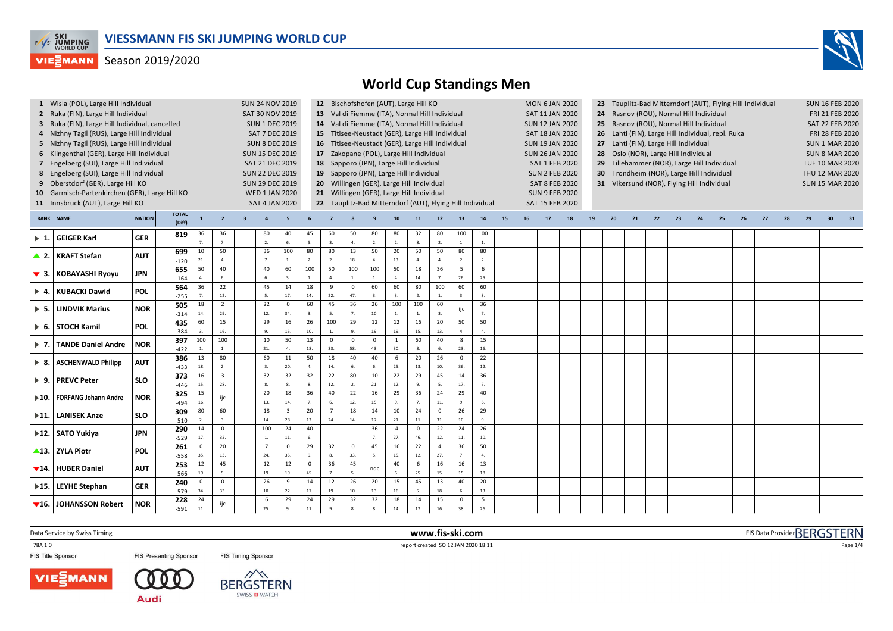# VIESSMANN FIS SKI JUMPING WORLD CUP

Season 2019/2020

## World Cup Standings Men

| # | Competition | Date |
|---|---|---|
| 1 | Wisla (POL), Large Hill Individual | SUN 24 NOV 2019 |
| 2 | Ruka (FIN), Large Hill Individual | SAT 30 NOV 2019 |
| 3 | Ruka (FIN), Large Hill Individual, cancelled | SUN 1 DEC 2019 |
| 4 | Nizhny Tagil (RUS), Large Hill Individual | SAT 7 DEC 2019 |
| 5 | Nizhny Tagil (RUS), Large Hill Individual | SUN 8 DEC 2019 |
| 6 | Klingenthal (GER), Large Hill Individual | SUN 15 DEC 2019 |
| 7 | Engelberg (SUI), Large Hill Individual | SAT 21 DEC 2019 |
| 8 | Engelberg (SUI), Large Hill Individual | SUN 22 DEC 2019 |
| 9 | Oberstdorf (GER), Large Hill KO | SUN 29 DEC 2019 |
| 10 | Garmisch-Partenkirchen (GER), Large Hill KO | WED 1 JAN 2020 |
| 11 | Innsbruck (AUT), Large Hill KO | SAT 4 JAN 2020 |
| 12 | Bischofshofen (AUT), Large Hill KO | MON 6 JAN 2020 |
| 13 | Val di Fiemme (ITA), Normal Hill Individual | SAT 11 JAN 2020 |
| 14 | Val di Fiemme (ITA), Normal Hill Individual | SUN 12 JAN 2020 |
| 15 | Titisee-Neustadt (GER), Large Hill Individual | SAT 18 JAN 2020 |
| 16 | Titisee-Neustadt (GER), Large Hill Individual | SUN 19 JAN 2020 |
| 17 | Zakopane (POL), Large Hill Individual | SUN 26 JAN 2020 |
| 18 | Sapporo (JPN), Large Hill Individual | SAT 1 FEB 2020 |
| 19 | Sapporo (JPN), Large Hill Individual | SUN 2 FEB 2020 |
| 20 | Willingen (GER), Large Hill Individual | SAT 8 FEB 2020 |
| 21 | Willingen (GER), Large Hill Individual | SUN 9 FEB 2020 |
| 22 | Tauplitz-Bad Mitterndorf (AUT), Flying Hill Individual | SAT 15 FEB 2020 |
| 23 | Tauplitz-Bad Mitterndorf (AUT), Flying Hill Individual | SUN 16 FEB 2020 |
| 24 | Rasnov (ROU), Normal Hill Individual | FRI 21 FEB 2020 |
| 25 | Rasnov (ROU), Normal Hill Individual | SAT 22 FEB 2020 |
| 26 | Lahti (FIN), Large Hill Individual, repl. Ruka | FRI 28 FEB 2020 |
| 27 | Lahti (FIN), Large Hill Individual | SUN 1 MAR 2020 |
| 28 | Oslo (NOR), Large Hill Individual | SUN 8 MAR 2020 |
| 29 | Lillehammer (NOR), Large Hill Individual | TUE 10 MAR 2020 |
| 30 | Trondheim (NOR), Large Hill Individual | THU 12 MAR 2020 |
| 31 | Vikersund (NOR), Flying Hill Individual | SUN 15 MAR 2020 |

Points per competition (rank in parentheses). Columns 15–31 are empty.

| RANK | NAME | NATION | TOTAL (Diff) | 1 | 2 | 3 | 4 | 5 | 6 | 7 | 8 | 9 | 10 | 11 | 12 | 13 | 14 |
|---|---|---|---|---|---|---|---|---|---|---|---|---|---|---|---|---|---|
| ▶ 1. | GEIGER Karl | GER | 819 | 36 (7.) | 36 (7.) | | 80 (2.) | 40 (6.) | 45 (5.) | 60 (3.) | 50 (4.) | 80 (2.) | 80 (2.) | 32 (8.) | 80 (2.) | 100 (1.) | 100 (1.) |
| ▲ 2. | KRAFT Stefan | AUT | 699 (-120) | 10 (21.) | 50 (4.) | | 36 (7.) | 100 (1.) | 80 (2.) | 80 (2.) | 13 (18.) | 50 (4.) | 20 (13.) | 50 (4.) | 50 (4.) | 80 (2.) | 80 (2.) |
| ▼ 3. | KOBAYASHI Ryoyu | JPN | 655 (-164) | 50 (4.) | 40 (6.) | | 40 (6.) | 60 (3.) | 100 (1.) | 50 (4.) | 100 (1.) | 100 (1.) | 50 (4.) | 18 (14.) | 36 (7.) | 5 (26.) | 6 (25.) |
| ▶ 4. | KUBACKI Dawid | POL | 564 (-255) | 36 (7.) | 22 (12.) | | 45 (5.) | 14 (17.) | 18 (14.) | 9 (22.) | 0 (47.) | 60 (3.) | 60 (3.) | 80 (2.) | 100 (1.) | 60 (3.) | 60 (3.) |
| ▶ 5. | LINDVIK Marius | NOR | 505 (-314) | 18 (14.) | 2 (29.) | | 22 (12.) | 0 (34.) | 60 (3.) | 45 (5.) | 36 (7.) | 26 (10.) | 100 (1.) | 100 (1.) | 60 (3.) | ijc | 36 (7.) |
| ▶ 6. | STOCH Kamil | POL | 435 (-384) | 60 (3.) | 15 (16.) | | 29 (9.) | 16 (15.) | 26 (10.) | 100 (1.) | 29 (9.) | 12 (19.) | 12 (19.) | 16 (15.) | 20 (13.) | 50 (4.) | 50 (4.) |
| ▶ 7. | TANDE Daniel Andre | NOR | 397 (-422) | 100 (1.) | 100 (1.) | | 10 (21.) | 50 (4.) | 13 (18.) | 0 (33.) | 0 (58.) | 0 (43.) | 1 (30.) | 60 (3.) | 40 (6.) | 8 (23.) | 15 (16.) |
| ▶ 8. | ASCHENWALD Philipp | AUT | 386 (-433) | 13 (18.) | 80 (2.) | | 60 (3.) | 11 (20.) | 50 (4.) | 18 (14.) | 40 (6.) | 40 (6.) | 6 (25.) | 20 (13.) | 26 (10.) | 0 (36.) | 22 (12.) |
| ▶ 9. | PREVC Peter | SLO | 373 (-446) | 16 (15.) | 3 (28.) | | 32 (8.) | 32 (8.) | 32 (8.) | 22 (12.) | 80 (2.) | 10 (21.) | 22 (12.) | 29 (9.) | 45 (5.) | 14 (17.) | 36 (7.) |
| ▶10. | FORFANG Johann Andre | NOR | 325 (-494) | 15 (16.) | ijc | | 20 (13.) | 18 (14.) | 36 (7.) | 40 (6.) | 22 (12.) | 16 (15.) | 29 (9.) | 36 (7.) | 24 (11.) | 29 (9.) | 40 (6.) |
| ▶11. | LANISEK Anze | SLO | 309 (-510) | 80 (2.) | 60 (3.) | | 18 (14.) | 3 (28.) | 20 (13.) | 7 (24.) | 18 (14.) | 14 (17.) | 10 (21.) | 24 (11.) | 0 (31.) | 26 (10.) | 29 (9.) |
| ▶12. | SATO Yukiya | JPN | 290 (-529) | 14 (17.) | 0 (32.) | | 100 (1.) | 24 (11.) | 40 (6.) | | | 36 (7.) | 4 (27.) | 0 (46.) | 22 (12.) | 24 (11.) | 26 (10.) |
| ▲13. | ZYLA Piotr | POL | 261 (-558) | 0 (35.) | 20 (13.) | | 7 (24.) | 0 (35.) | 29 (9.) | 32 (8.) | 0 (33.) | 45 (5.) | 16 (15.) | 22 (12.) | 4 (27.) | 36 (7.) | 50 (4.) |
| ▼14. | HUBER Daniel | AUT | 253 (-566) | 12 (19.) | 45 (5.) | | 12 (19.) | 12 (19.) | 0 (45.) | 36 (7.) | 45 (5.) | nqc | 40 (6.) | 6 (25.) | 16 (15.) | 16 (15.) | 13 (18.) |
| ▶15. | LEYHE Stephan | GER | 240 (-579) | 0 (34.) | 0 (33.) | | 26 (10.) | 9 (22.) | 14 (17.) | 12 (19.) | 26 (10.) | 20 (13.) | 15 (16.) | 45 (5.) | 13 (18.) | 40 (6.) | 20 (13.) |
| ▼16. | JOHANSSON Robert | NOR | 228 (-591) | 24 (11.) | ijc | | 6 (25.) | 29 (9.) | 24 (11.) | 29 (9.) | 32 (8.) | 32 (8.) | 18 (14.) | 14 (17.) | 15 (16.) | 0 (38.) | 5 (26.) |

Data Service by Swiss Timing

www.fis-ski.com

_78A 1.0

report created SO 12 JAN 2020 18:11

FIS Data Provider BERGSTERN

FIS Title Sponsor: VIESSMANN — FIS Presenting Sponsor: Audi — FIS Timing Sponsor: BERGSTERN SWISS WATCH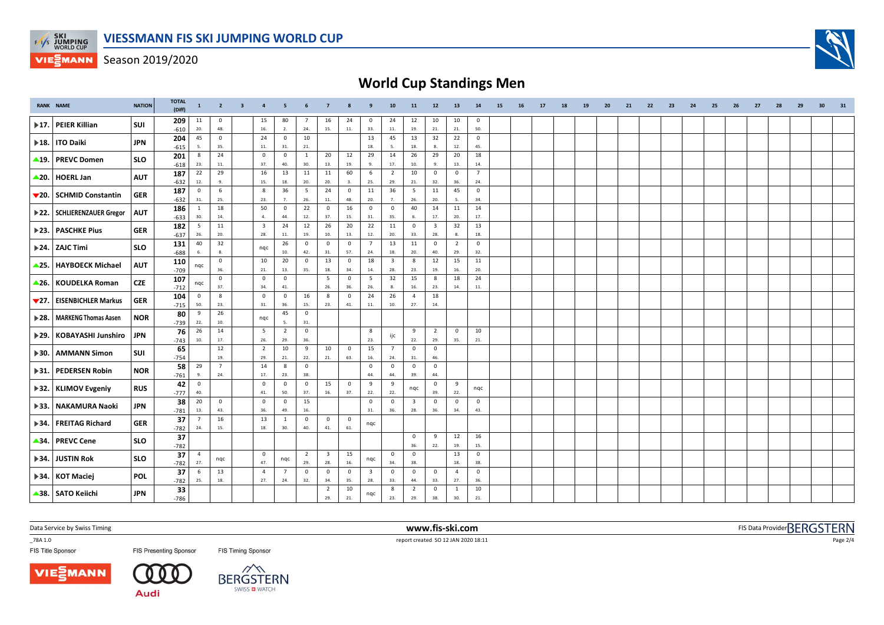# VIESSMANN FIS SKI JUMPING WORLD CUP

Season 2019/2020

## World Cup Standings Men

| RANK | NAME | NATION | TOTAL (Diff) | 1 | 2 | 3 | 4 | 5 | 6 | 7 | 8 | 9 | 10 | 11 | 12 | 13 | 14 | 15 | 16 | 17 | 18 | 19 | 20 | 21 | 22 | 23 | 24 | 25 | 26 | 27 | 28 | 29 | 30 | 31 |
|---|---|---|---|---|---|---|---|---|---|---|---|---|---|---|---|---|---|---|---|---|---|---|---|---|---|---|---|---|---|---|---|---|---|---|
| ▶17. | PEIER Killian | SUI | 209 (-610) | 11 (20.) | 0 (48.) | | 15 (16.) | 80 (2.) | 7 (24.) | 16 (15.) | 24 (11.) | 0 (33.) | 24 (11.) | 12 (19.) | 10 (21.) | 10 (21.) | 0 (50.) | | | | | | | | | | | | | | | | | |
| ▶18. | ITO Daiki | JPN | 204 (-615) | 45 (5.) | 0 (35.) | | 24 (11.) | 0 (31.) | 10 (21.) | | | 13 (18.) | 45 (5.) | 13 (18.) | 32 (8.) | 22 (12.) | 0 (45.) | | | | | | | | | | | | | | | | | |
| ▲19. | PREVC Domen | SLO | 201 (-618) | 8 (23.) | 24 (11.) | | 0 (37.) | 0 (40.) | 1 (30.) | 20 (13.) | 12 (19.) | 29 (9.) | 14 (17.) | 26 (10.) | 29 (9.) | 20 (13.) | 18 (14.) | | | | | | | | | | | | | | | | | |
| ▲20. | HOERL Jan | AUT | 187 (-632) | 22 (12.) | 29 (9.) | | 16 (15.) | 13 (18.) | 11 (20.) | 11 (20.) | 60 (3.) | 6 (25.) | 2 (29.) | 10 (21.) | 0 (32.) | 0 (36.) | 7 (24.) | | | | | | | | | | | | | | | | | |
| ▼20. | SCHMID Constantin | GER | 187 (-632) | 0 (31.) | 6 (25.) | | 8 (23.) | 36 (7.) | 5 (26.) | 24 (11.) | 0 (48.) | 11 (20.) | 36 (7.) | 5 (26.) | 11 (20.) | 45 (5.) | 0 (34.) | | | | | | | | | | | | | | | | | |
| ▶22. | SCHLIERENZAUER Gregor | AUT | 186 (-633) | 1 (30.) | 18 (14.) | | 50 (4.) | 0 (44.) | 22 (12.) | 0 (37.) | 16 (15.) | 0 (31.) | 0 (35.) | 40 (6.) | 14 (17.) | 11 (20.) | 14 (17.) | | | | | | | | | | | | | | | | | |
| ▶23. | PASCHKE Pius | GER | 182 (-637) | 5 (26.) | 11 (20.) | | 3 (28.) | 24 (11.) | 12 (19.) | 26 (10.) | 20 (13.) | 22 (12.) | 11 (20.) | 0 (33.) | 3 (28.) | 32 (8.) | 13 (18.) | | | | | | | | | | | | | | | | | |
| ▶24. | ZAJC Timi | SLO | 131 (-688) | 40 (6.) | 32 (8.) | | nqc | 26 (10.) | 0 (42.) | 0 (31.) | 0 (57.) | 7 (24.) | 13 (18.) | 11 (20.) | 0 (40.) | 2 (29.) | 0 (32.) | | | | | | | | | | | | | | | | | |
| ▲25. | HAYBOECK Michael | AUT | 110 (-709) | nqc | 0 (36.) | | 10 (21.) | 20 (13.) | 0 (35.) | 13 (18.) | 0 (34.) | 18 (14.) | 3 (28.) | 8 (23.) | 12 (19.) | 15 (16.) | 11 (20.) | | | | | | | | | | | | | | | | | |
| ▲26. | KOUDELKA Roman | CZE | 107 (-712) | nqc | 0 (37.) | | 0 (34.) | 0 (41.) | | 5 (26.) | 0 (36.) | 5 (26.) | 32 (8.) | 15 (16.) | 8 (23.) | 18 (14.) | 24 (11.) | | | | | | | | | | | | | | | | | |
| ▼27. | EISENBICHLER Markus | GER | 104 (-715) | 0 (50.) | 8 (23.) | | 0 (31.) | 0 (36.) | 16 (15.) | 8 (23.) | 0 (41.) | 24 (11.) | 26 (10.) | 4 (27.) | 18 (14.) | | | | | | | | | | | | | | | | | | | |
| ▶28. | MARKENG Thomas Aasen | NOR | 80 (-739) | 9 (22.) | 26 (10.) | | nqc | 45 (5.) | 0 (31.) | | | | | | | | | | | | | | | | | | | | | | | | | |
| ▶29. | KOBAYASHI Junshiro | JPN | 76 (-743) | 26 (10.) | 14 (17.) | | 5 (26.) | 2 (29.) | 0 (36.) | | | 8 (23.) | ijc | 9 (22.) | 2 (29.) | 0 (35.) | 10 (21.) | | | | | | | | | | | | | | | | | |
| ▶30. | AMMANN Simon | SUI | 65 (-754) | | 12 (19.) | | 2 (29.) | 10 (21.) | 9 (22.) | 10 (21.) | 0 (63.) | 15 (16.) | 7 (24.) | 0 (31.) | 0 (46.) | | | | | | | | | | | | | | | | | | | |
| ▶31. | PEDERSEN Robin | NOR | 58 (-761) | 29 (9.) | 7 (24.) | | 14 (17.) | 8 (23.) | 0 (38.) | | | 0 (44.) | 0 (44.) | 0 (39.) | 0 (44.) | | | | | | | | | | | | | | | | | | | |
| ▶32. | KLIMOV Evgeniy | RUS | 42 (-777) | 0 (40.) | | | 0 (41.) | 0 (50.) | 0 (37.) | 15 (16.) | 0 (37.) | 9 (22.) | 9 (22.) | nqc | 0 (39.) | 9 (22.) | nqc | | | | | | | | | | | | | | | | | |
| ▶33. | NAKAMURA Naoki | JPN | 38 (-781) | 20 (13.) | 0 (43.) | | 0 (36.) | 0 (49.) | 15 (16.) | | | 0 (31.) | 0 (36.) | 3 (28.) | 0 (36.) | 0 (34.) | 0 (43.) | | | | | | | | | | | | | | | | | |
| ▶34. | FREITAG Richard | GER | 37 (-782) | 7 (24.) | 16 (15.) | | 13 (18.) | 1 (30.) | 0 (40.) | 0 (41.) | 0 (61.) | nqc | | | | | | | | | | | | | | | | | | | | | | |
| ▲34. | PREVC Cene | SLO | 37 (-782) | | | | | | | | | | | 0 (36.) | 9 (22.) | 12 (19.) | 16 (15.) | | | | | | | | | | | | | | | | | |
| ▶34. | JUSTIN Rok | SLO | 37 (-782) | 4 (27.) | nqc | | 0 (47.) | nqc | 2 (29.) | 3 (28.) | 15 (16.) | nqc | 0 (34.) | 0 (38.) | | 13 (18.) | 0 (38.) | | | | | | | | | | | | | | | | | |
| ▶34. | KOT Maciej | POL | 37 (-782) | 6 (25.) | 13 (18.) | | 4 (27.) | 7 (24.) | 0 (32.) | 0 (34.) | 0 (35.) | 3 (28.) | 0 (33.) | 0 (44.) | 0 (33.) | 4 (27.) | 0 (36.) | | | | | | | | | | | | | | | | | |
| ▲38. | SATO Keiichi | JPN | 33 (-786) | | | | | | | 2 (29.) | 10 (21.) | nqc | 8 (23.) | 2 (29.) | 0 (38.) | 1 (30.) | 10 (21.) | | | | | | | | | | | | | | | | | |

Data Service by Swiss Timing

www.fis-ski.com

FIS Data Provider BERGSTERN

_78A 1.0

report created SO 12 JAN 2020 18:11

FIS Title Sponsor: VIESSMANN — FIS Presenting Sponsor: Audi — FIS Timing Sponsor: BERGSTERN SWISS WATCH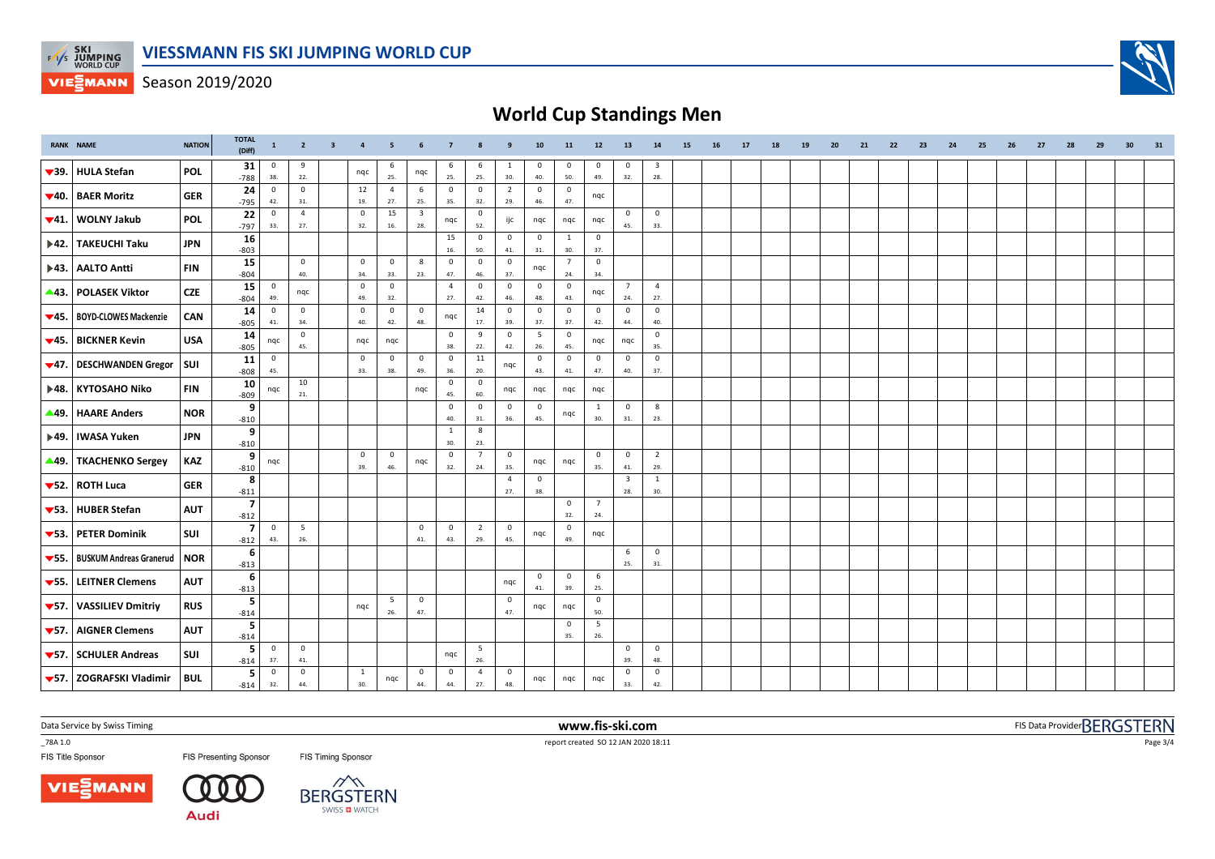# VIESSMANN FIS SKI JUMPING WORLD CUP

Season 2019/2020

## World Cup Standings Men

| RANK | NAME | NATION | TOTAL (Diff) | 1 | 2 | 3 | 4 | 5 | 6 | 7 | 8 | 9 | 10 | 11 | 12 | 13 | 14 | 15 | 16 | 17 | 18 | 19 | 20 | 21 | 22 | 23 | 24 | 25 | 26 | 27 | 28 | 29 | 30 | 31 |
|---|---|---|---|---|---|---|---|---|---|---|---|---|---|---|---|---|---|---|---|---|---|---|---|---|---|---|---|---|---|---|---|---|---|---|
| ▼39. | HULA Stefan | POL | 31<br>-788 | 0<br>38. | 9<br>22. | | nqc | 6<br>25. | nqc | 6<br>25. | 6<br>25. | 1<br>30. | 0<br>40. | 0<br>50. | 0<br>49. | 0<br>32. | 3<br>28. | | | | | | | | | | | | | | | | | |
| ▼40. | BAER Moritz | GER | 24<br>-795 | 0<br>42. | 0<br>31. | | 12<br>19. | 4<br>27. | 6<br>25. | 0<br>35. | 0<br>32. | 2<br>29. | 0<br>46. | 0<br>47. | nqc | | | | | | | | | | | | | | | | | | | |
| ▼41. | WOLNY Jakub | POL | 22<br>-797 | 0<br>33. | 4<br>27. | | 0<br>32. | 15<br>16. | 3<br>28. | nqc | 0<br>52. | ijc | nqc | nqc | nqc | 0<br>45. | 0<br>33. | | | | | | | | | | | | | | | | | |
| ►42. | TAKEUCHI Taku | JPN | 16<br>-803 | | | | | | | 15<br>16. | 0<br>50. | 0<br>41. | 0<br>31. | 1<br>30. | 0<br>37. | | | | | | | | | | | | | | | | | | | |
| ►43. | AALTO Antti | FIN | 15<br>-804 | | 0<br>40. | | 0<br>34. | 0<br>33. | 8<br>23. | 0<br>47. | 0<br>46. | 0<br>37. | nqc | 7<br>24. | 0<br>34. | | | | | | | | | | | | | | | | | | | |
| ▲43. | POLASEK Viktor | CZE | 15<br>-804 | 0<br>49. | nqc | | 0<br>49. | 0<br>32. | | 4<br>27. | 0<br>42. | 0<br>46. | 0<br>48. | 0<br>43. | nqc | 7<br>24. | 4<br>27. | | | | | | | | | | | | | | | | | |
| ▼45. | BOYD-CLOWES Mackenzie | CAN | 14<br>-805 | 0<br>41. | 0<br>34. | | 0<br>40. | 0<br>42. | 0<br>48. | nqc | 14<br>17. | 0<br>39. | 0<br>37. | 0<br>37. | 0<br>42. | 0<br>44. | 0<br>40. | | | | | | | | | | | | | | | | | |
| ▼45. | BICKNER Kevin | USA | 14<br>-805 | nqc | 0<br>45. | | nqc | nqc | | 0<br>38. | 9<br>22. | 0<br>42. | 5<br>26. | 0<br>45. | nqc | nqc | 0<br>35. | | | | | | | | | | | | | | | | | |
| ▼47. | DESCHWANDEN Gregor | SUI | 11<br>-808 | 0<br>45. | | | 0<br>33. | 0<br>38. | 0<br>49. | 0<br>36. | 11<br>20. | nqc | 0<br>43. | 0<br>41. | 0<br>47. | 0<br>40. | 0<br>37. | | | | | | | | | | | | | | | | | |
| ►48. | KYTOSAHO Niko | FIN | 10<br>-809 | nqc | 10<br>21. | | | | nqc | 0<br>45. | 0<br>60. | nqc | nqc | nqc | nqc | | | | | | | | | | | | | | | | | | | |
| ▲49. | HAARE Anders | NOR | 9<br>-810 | | | | | | | 0<br>40. | 0<br>31. | 0<br>36. | 0<br>45. | nqc | 1<br>30. | 0<br>31. | 8<br>23. | | | | | | | | | | | | | | | | | |
| ►49. | IWASA Yuken | JPN | 9<br>-810 | | | | | | | 1<br>30. | 8<br>23. | | | | | | | | | | | | | | | | | | | | | | | |
| ▲49. | TKACHENKO Sergey | KAZ | 9<br>-810 | nqc | | | 0<br>39. | 0<br>46. | nqc | 0<br>32. | 7<br>24. | 0<br>35. | nqc | nqc | 0<br>35. | 0<br>41. | 2<br>29. | | | | | | | | | | | | | | | | | |
| ▼52. | ROTH Luca | GER | 8<br>-811 | | | | | | | | | 4<br>27. | 0<br>38. | | | 3<br>28. | 1<br>30. | | | | | | | | | | | | | | | | | |
| ▼53. | HUBER Stefan | AUT | 7<br>-812 | | | | | | | | | | | 0<br>32. | 7<br>24. | | | | | | | | | | | | | | | | | | | |
| ▼53. | PETER Dominik | SUI | 7<br>-812 | 0<br>43. | 5<br>26. | | | | 0<br>41. | 0<br>43. | 2<br>29. | 0<br>45. | nqc | 0<br>49. | nqc | | | | | | | | | | | | | | | | | | | |
| ▼55. | BUSKUM Andreas Granerud | NOR | 6<br>-813 | | | | | | | | | | | | | 6<br>25. | 0<br>31. | | | | | | | | | | | | | | | | | |
| ▼55. | LEITNER Clemens | AUT | 6<br>-813 | | | | | | | | | nqc | 0<br>41. | 0<br>39. | 6<br>25. | | | | | | | | | | | | | | | | | | | |
| ▼57. | VASSILIEV Dmitriy | RUS | 5<br>-814 | | | | nqc | 5<br>26. | 0<br>47. | | | 0<br>47. | nqc | nqc | 0<br>50. | | | | | | | | | | | | | | | | | | | |
| ▼57. | AIGNER Clemens | AUT | 5<br>-814 | | | | | | | | | | | 0<br>35. | 5<br>26. | | | | | | | | | | | | | | | | | | | |
| ▼57. | SCHULER Andreas | SUI | 5<br>-814 | 0<br>37. | 0<br>41. | | | | | nqc | 5<br>26. | | | | | 0<br>39. | 0<br>48. | | | | | | | | | | | | | | | | | |
| ▼57. | ZOGRAFSKI Vladimir | BUL | 5<br>-814 | 0<br>32. | 0<br>44. | | 1<br>30. | nqc | 0<br>44. | 0<br>44. | 4<br>27. | 0<br>48. | nqc | nqc | nqc | 0<br>33. | 0<br>42. | | | | | | | | | | | | | | | | | |

Data Service by Swiss Timing — www.fis-ski.com — report created SO 12 JAN 2020 18:11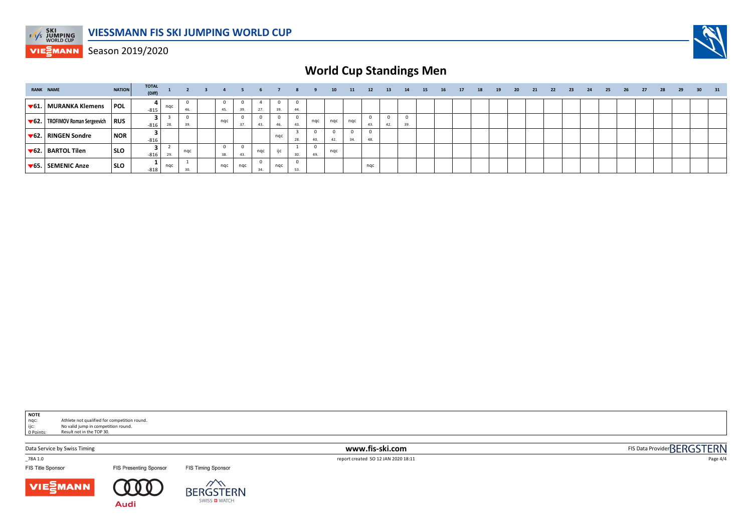# VIESSMANN FIS SKI JUMPING WORLD CUP

Season 2019/2020

## World Cup Standings Men

| RANK | NAME | NATION | TOTAL (Diff) | 1 | 2 | 3 | 4 | 5 | 6 | 7 | 8 | 9 | 10 | 11 | 12 | 13 | 14 | 15 | 16 | 17 | 18 | 19 | 20 | 21 | 22 | 23 | 24 | 25 | 26 | 27 | 28 | 29 | 30 | 31 |
|---|---|---|---|---|---|---|---|---|---|---|---|---|---|---|---|---|---|---|---|---|---|---|---|---|---|---|---|---|---|---|---|---|---|---|
| ▼61. | MURANKA Klemens | POL | 4 -815 | nqc | 0 46. | | 0 45. | 0 39. | 4 27. | 0 39. | 0 44. | | | | | | | | | | | | | | | | | | | | | | | |
| ▼62. | TROFIMOV Roman Sergeevich | RUS | 3 -816 | 3 28. | 0 39. | | nqc | 0 37. | 0 43. | 0 46. | 0 43. | nqc | nqc | nqc | 0 43. | 0 42. | 0 39. | | | | | | | | | | | | | | | | | |
| ▼62. | RINGEN Sondre | NOR | 3 -816 | | | | | | | nqc | 3 28. | 0 40. | 0 42. | 0 34. | 0 48. | | | | | | | | | | | | | | | | | | | |
| ▼62. | BARTOL Tilen | SLO | 3 -816 | 2 29. | nqc | | 0 38. | 0 43. | nqc | ijc | 1 30. | 0 49. | nqc | | | | | | | | | | | | | | | | | | | | | |
| ▼65. | SEMENIC Anze | SLO | 1 -818 | nqc | 1 30. | | nqc | nqc | 0 34. | nqc | 0 53. | | | | nqc | | | | | | | | | | | | | | | | | | | |

**NOTE**

nqc: Athlete not qualified for competition round.
ijc: No valid jump in competition round.
0 Points: Result not in the TOP 30.

Data Service by Swiss Timing

www.fis-ski.com

FIS Data Provider BERGSTERN

_78A 1.0

report created SO 12 JAN 2020 18:11

FIS Title Sponsor FIS Presenting Sponsor FIS Timing Sponsor